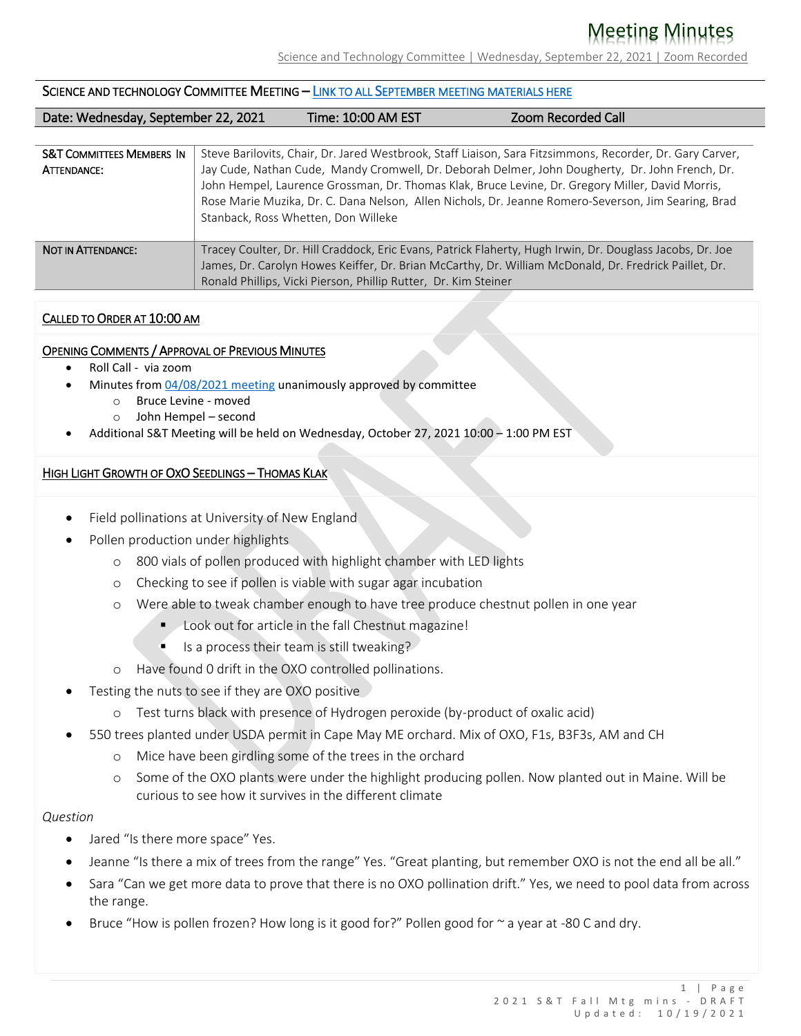# Meeting Minutes

Science and Technology Committee | Wednesday, September 22, 2021 | Zoom Recorded

## SCIENCE AND TECHNOLOGY COMMITTEE MEETING – [LINK TO ALL SEPTEMBER MEETING MATERIALS HERE]

| Date: Wednesday, September 22, 2021 | Time: 10:00 AM EST | Zoom Recorded Call |
|---|---|---|

| | |
|---|---|
| S&T COMMITTEES MEMBERS IN ATTENDANCE: | Steve Barilovits, Chair, Dr. Jared Westbrook, Staff Liaison, Sara Fitzsimmons, Recorder, Dr. Gary Carver, Jay Cude, Nathan Cude, Mandy Cromwell, Dr. Deborah Delmer, John Dougherty, Dr. John French, Dr. John Hempel, Laurence Grossman, Dr. Thomas Klak, Bruce Levine, Dr. Gregory Miller, David Morris, Rose Marie Muzika, Dr. C. Dana Nelson, Allen Nichols, Dr. Jeanne Romero-Severson, Jim Searing, Brad Stanback, Ross Whetten, Don Willeke |
| NOT IN ATTENDANCE: | Tracey Coulter, Dr. Hill Craddock, Eric Evans, Patrick Flaherty, Hugh Irwin, Dr. Douglass Jacobs, Dr. Joe James, Dr. Carolyn Howes Keiffer, Dr. Brian McCarthy, Dr. William McDonald, Dr. Fredrick Paillet, Dr. Ronald Phillips, Vicki Pierson, Phillip Rutter, Dr. Kim Steiner |

### CALLED TO ORDER AT 10:00 AM

### OPENING COMMENTS / APPROVAL OF PREVIOUS MINUTES

- Roll Call - via zoom
- Minutes from [04/08/2021 meeting] unanimously approved by committee
  - Bruce Levine - moved
  - John Hempel – second
- Additional S&T Meeting will be held on Wednesday, October 27, 2021 10:00 – 1:00 PM EST

### HIGH LIGHT GROWTH OF OXO SEEDLINGS – THOMAS KLAK

- Field pollinations at University of New England
- Pollen production under highlights
  - 800 vials of pollen produced with highlight chamber with LED lights
  - Checking to see if pollen is viable with sugar agar incubation
  - Were able to tweak chamber enough to have tree produce chestnut pollen in one year
    - Look out for article in the fall Chestnut magazine!
    - Is a process their team is still tweaking?
  - Have found 0 drift in the OXO controlled pollinations.
- Testing the nuts to see if they are OXO positive
  - Test turns black with presence of Hydrogen peroxide (by-product of oxalic acid)
- 550 trees planted under USDA permit in Cape May ME orchard. Mix of OXO, F1s, B3F3s, AM and CH
  - Mice have been girdling some of the trees in the orchard
  - Some of the OXO plants were under the highlight producing pollen. Now planted out in Maine. Will be curious to see how it survives in the different climate

*Question*

- Jared "Is there more space" Yes.
- Jeanne "Is there a mix of trees from the range" Yes. "Great planting, but remember OXO is not the end all be all."
- Sara "Can we get more data to prove that there is no OXO pollination drift." Yes, we need to pool data from across the range.
- Bruce "How is pollen frozen? How long is it good for?" Pollen good for ~ a year at -80 C and dry.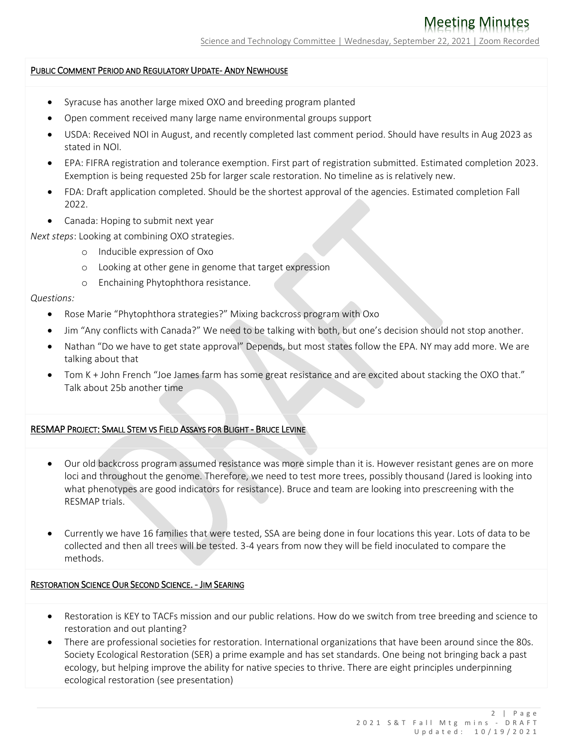## PUBLIC COMMENT PERIOD AND REGULATORY UPDATE- ANDY NEWHOUSE

- Syracuse has another large mixed OXO and breeding program planted
- Open comment received many large name environmental groups support
- USDA: Received NOI in August, and recently completed last comment period. Should have results in Aug 2023 as stated in NOI.
- EPA: FIFRA registration and tolerance exemption. First part of registration submitted. Estimated completion 2023. Exemption is being requested 25b for larger scale restoration. No timeline as is relatively new.
- FDA: Draft application completed. Should be the shortest approval of the agencies. Estimated completion Fall 2022.
- Canada: Hoping to submit next year

*Next steps*: Looking at combining OXO strategies.

- Inducible expression of Oxo
- Looking at other gene in genome that target expression
- Enchaining Phytophthora resistance.

*Questions:*

- Rose Marie "Phytophthora strategies?" Mixing backcross program with Oxo
- Jim "Any conflicts with Canada?" We need to be talking with both, but one's decision should not stop another.
- Nathan "Do we have to get state approval" Depends, but most states follow the EPA. NY may add more. We are talking about that
- Tom K + John French "Joe James farm has some great resistance and are excited about stacking the OXO that." Talk about 25b another time

## RESMAP PROJECT: SMALL STEM VS FIELD ASSAYS FOR BLIGHT - BRUCE LEVINE

- Our old backcross program assumed resistance was more simple than it is. However resistant genes are on more loci and throughout the genome. Therefore, we need to test more trees, possibly thousand (Jared is looking into what phenotypes are good indicators for resistance). Bruce and team are looking into prescreening with the RESMAP trials.

- Currently we have 16 families that were tested, SSA are being done in four locations this year. Lots of data to be collected and then all trees will be tested. 3-4 years from now they will be field inoculated to compare the methods.

## RESTORATION SCIENCE OUR SECOND SCIENCE. - JIM SEARING

- Restoration is KEY to TACFs mission and our public relations. How do we switch from tree breeding and science to restoration and out planting?
- There are professional societies for restoration. International organizations that have been around since the 80s. Society Ecological Restoration (SER) a prime example and has set standards. One being not bringing back a past ecology, but helping improve the ability for native species to thrive. There are eight principles underpinning ecological restoration (see presentation)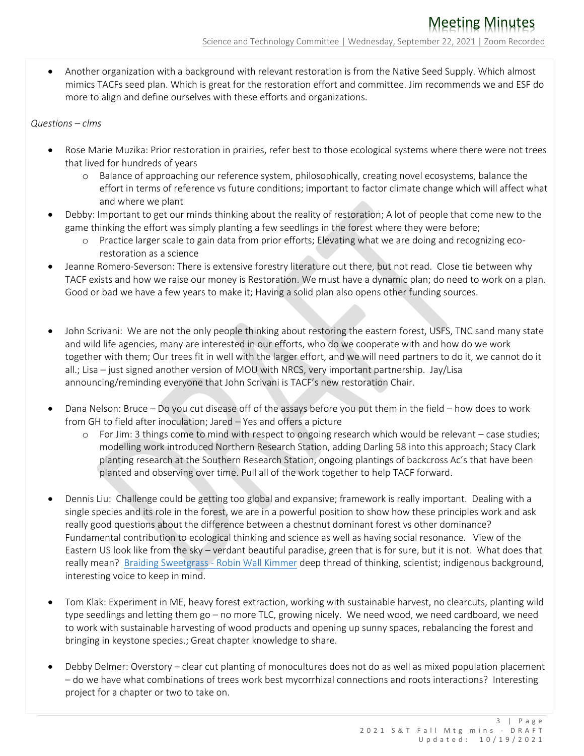- Another organization with a background with relevant restoration is from the Native Seed Supply. Which almost mimics TACFs seed plan. Which is great for the restoration effort and committee. Jim recommends we and ESF do more to align and define ourselves with these efforts and organizations.

*Questions – clms*

- Rose Marie Muzika: Prior restoration in prairies, refer best to those ecological systems where there were not trees that lived for hundreds of years
    - Balance of approaching our reference system, philosophically, creating novel ecosystems, balance the effort in terms of reference vs future conditions; important to factor climate change which will affect what and where we plant
- Debby: Important to get our minds thinking about the reality of restoration; A lot of people that come new to the game thinking the effort was simply planting a few seedlings in the forest where they were before;
    - Practice larger scale to gain data from prior efforts; Elevating what we are doing and recognizing eco-restoration as a science
- Jeanne Romero-Severson: There is extensive forestry literature out there, but not read. Close tie between why TACF exists and how we raise our money is Restoration. We must have a dynamic plan; do need to work on a plan. Good or bad we have a few years to make it; Having a solid plan also opens other funding sources.

- John Scrivani: We are not the only people thinking about restoring the eastern forest, USFS, TNC sand many state and wild life agencies, many are interested in our efforts, who do we cooperate with and how do we work together with them; Our trees fit in well with the larger effort, and we will need partners to do it, we cannot do it all.; Lisa – just signed another version of MOU with NRCS, very important partnership. Jay/Lisa announcing/reminding everyone that John Scrivani is TACF's new restoration Chair.

- Dana Nelson: Bruce – Do you cut disease off of the assays before you put them in the field – how does to work from GH to field after inoculation; Jared – Yes and offers a picture
    - For Jim: 3 things come to mind with respect to ongoing research which would be relevant – case studies; modelling work introduced Northern Research Station, adding Darling 58 into this approach; Stacy Clark planting research at the Southern Research Station, ongoing plantings of backcross Ac's that have been planted and observing over time. Pull all of the work together to help TACF forward.

- Dennis Liu: Challenge could be getting too global and expansive; framework is really important. Dealing with a single species and its role in the forest, we are in a powerful position to show how these principles work and ask really good questions about the difference between a chestnut dominant forest vs other dominance? Fundamental contribution to ecological thinking and science as well as having social resonance. View of the Eastern US look like from the sky – verdant beautiful paradise, green that is for sure, but it is not. What does that really mean? [Braiding Sweetgrass - Robin Wall Kimmer] deep thread of thinking, scientist; indigenous background, interesting voice to keep in mind.

- Tom Klak: Experiment in ME, heavy forest extraction, working with sustainable harvest, no clearcuts, planting wild type seedlings and letting them go – no more TLC, growing nicely. We need wood, we need cardboard, we need to work with sustainable harvesting of wood products and opening up sunny spaces, rebalancing the forest and bringing in keystone species.; Great chapter knowledge to share.

- Debby Delmer: Overstory – clear cut planting of monocultures does not do as well as mixed population placement – do we have what combinations of trees work best mycorrhizal connections and roots interactions? Interesting project for a chapter or two to take on.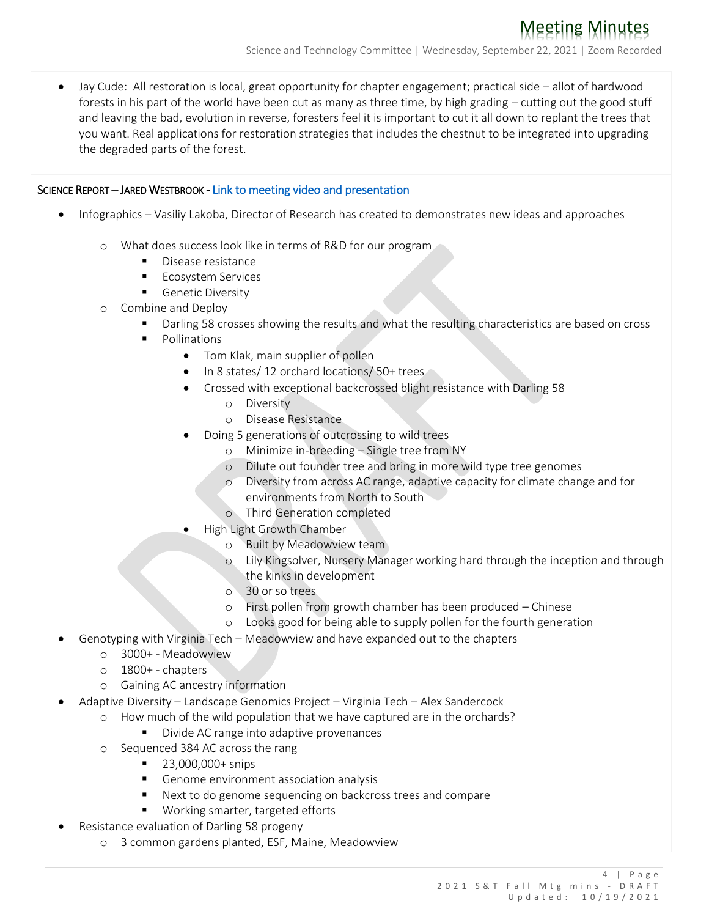- Jay Cude: All restoration is local, great opportunity for chapter engagement; practical side – allot of hardwood forests in his part of the world have been cut as many as three time, by high grading – cutting out the good stuff and leaving the bad, evolution in reverse, foresters feel it is important to cut it all down to replant the trees that you want. Real applications for restoration strategies that includes the chestnut to be integrated into upgrading the degraded parts of the forest.

**Science Report – Jared Westbrook -** Link to meeting video and presentation

- Infographics – Vasiliy Lakoba, Director of Research has created to demonstrates new ideas and approaches
  - What does success look like in terms of R&D for our program
    - Disease resistance
    - Ecosystem Services
    - Genetic Diversity
  - Combine and Deploy
    - Darling 58 crosses showing the results and what the resulting characteristics are based on cross
    - Pollinations
      - Tom Klak, main supplier of pollen
      - In 8 states/ 12 orchard locations/ 50+ trees
      - Crossed with exceptional backcrossed blight resistance with Darling 58
        - Diversity
        - Disease Resistance
      - Doing 5 generations of outcrossing to wild trees
        - Minimize in-breeding – Single tree from NY
        - Dilute out founder tree and bring in more wild type tree genomes
        - Diversity from across AC range, adaptive capacity for climate change and for environments from North to South
        - Third Generation completed
      - High Light Growth Chamber
        - Built by Meadowview team
        - Lily Kingsolver, Nursery Manager working hard through the inception and through the kinks in development
        - 30 or so trees
        - First pollen from growth chamber has been produced – Chinese
        - Looks good for being able to supply pollen for the fourth generation
- Genotyping with Virginia Tech – Meadowview and have expanded out to the chapters
  - 3000+ - Meadowview
  - 1800+ - chapters
  - Gaining AC ancestry information
- Adaptive Diversity – Landscape Genomics Project – Virginia Tech – Alex Sandercock
  - How much of the wild population that we have captured are in the orchards?
    - Divide AC range into adaptive provenances
  - Sequenced 384 AC across the rang
    - 23,000,000+ snips
    - Genome environment association analysis
    - Next to do genome sequencing on backcross trees and compare
    - Working smarter, targeted efforts
- Resistance evaluation of Darling 58 progeny
  - 3 common gardens planted, ESF, Maine, Meadowview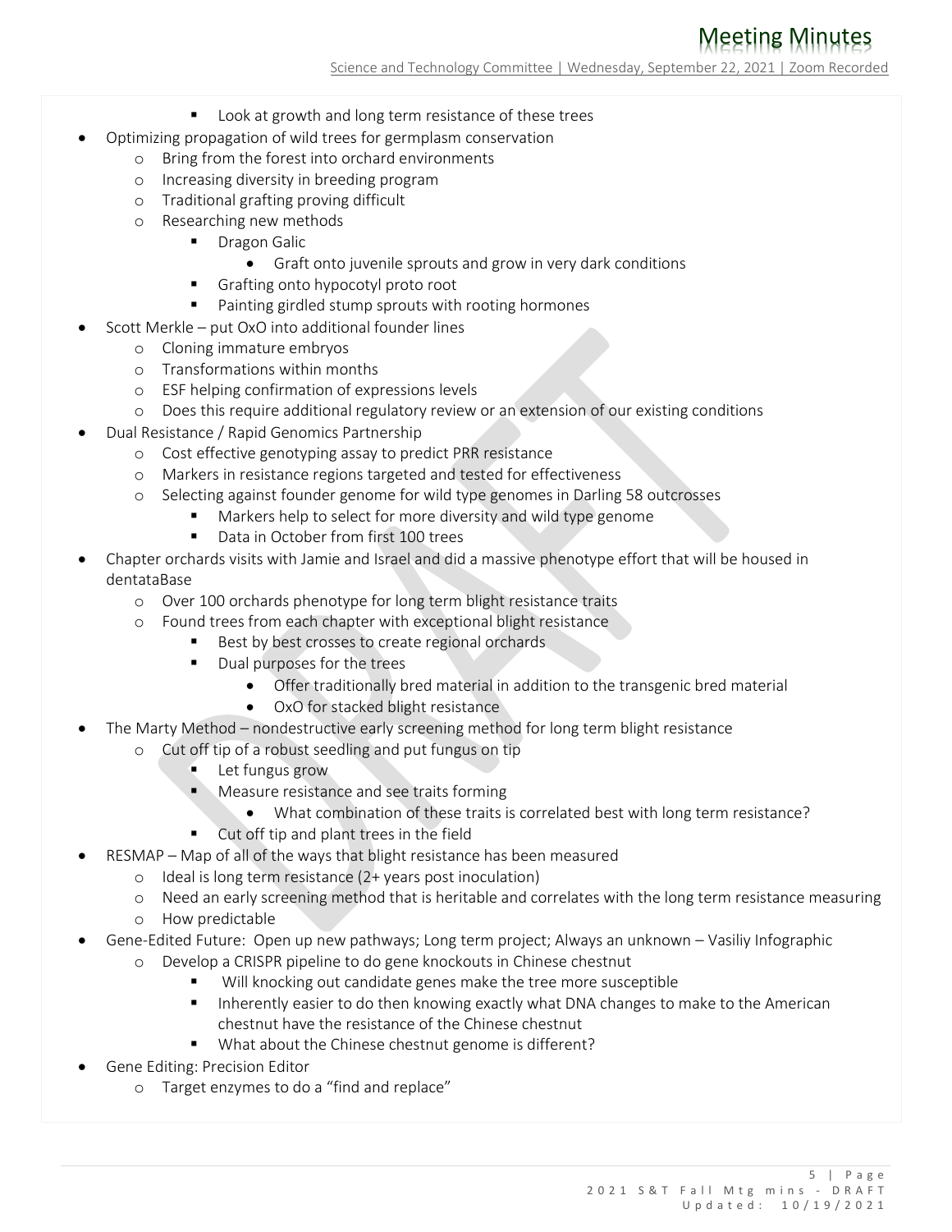- Look at growth and long term resistance of these trees
- Optimizing propagation of wild trees for germplasm conservation
  - Bring from the forest into orchard environments
  - Increasing diversity in breeding program
  - Traditional grafting proving difficult
  - Researching new methods
    - Dragon Galic
      - Graft onto juvenile sprouts and grow in very dark conditions
    - Grafting onto hypocotyl proto root
    - Painting girdled stump sprouts with rooting hormones
- Scott Merkle – put OxO into additional founder lines
  - Cloning immature embryos
  - Transformations within months
  - ESF helping confirmation of expressions levels
  - Does this require additional regulatory review or an extension of our existing conditions
- Dual Resistance / Rapid Genomics Partnership
  - Cost effective genotyping assay to predict PRR resistance
  - Markers in resistance regions targeted and tested for effectiveness
  - Selecting against founder genome for wild type genomes in Darling 58 outcrosses
    - Markers help to select for more diversity and wild type genome
    - Data in October from first 100 trees
- Chapter orchards visits with Jamie and Israel and did a massive phenotype effort that will be housed in dentataBase
  - Over 100 orchards phenotype for long term blight resistance traits
  - Found trees from each chapter with exceptional blight resistance
    - Best by best crosses to create regional orchards
    - Dual purposes for the trees
      - Offer traditionally bred material in addition to the transgenic bred material
      - OxO for stacked blight resistance
- The Marty Method – nondestructive early screening method for long term blight resistance
  - Cut off tip of a robust seedling and put fungus on tip
    - Let fungus grow
    - Measure resistance and see traits forming
      - What combination of these traits is correlated best with long term resistance?
    - Cut off tip and plant trees in the field
- RESMAP – Map of all of the ways that blight resistance has been measured
  - Ideal is long term resistance (2+ years post inoculation)
  - Need an early screening method that is heritable and correlates with the long term resistance measuring
  - How predictable
- Gene-Edited Future: Open up new pathways; Long term project; Always an unknown – Vasiliy Infographic
  - Develop a CRISPR pipeline to do gene knockouts in Chinese chestnut
    - Will knocking out candidate genes make the tree more susceptible
    - Inherently easier to do then knowing exactly what DNA changes to make to the American chestnut have the resistance of the Chinese chestnut
    - What about the Chinese chestnut genome is different?
- Gene Editing: Precision Editor
  - Target enzymes to do a "find and replace"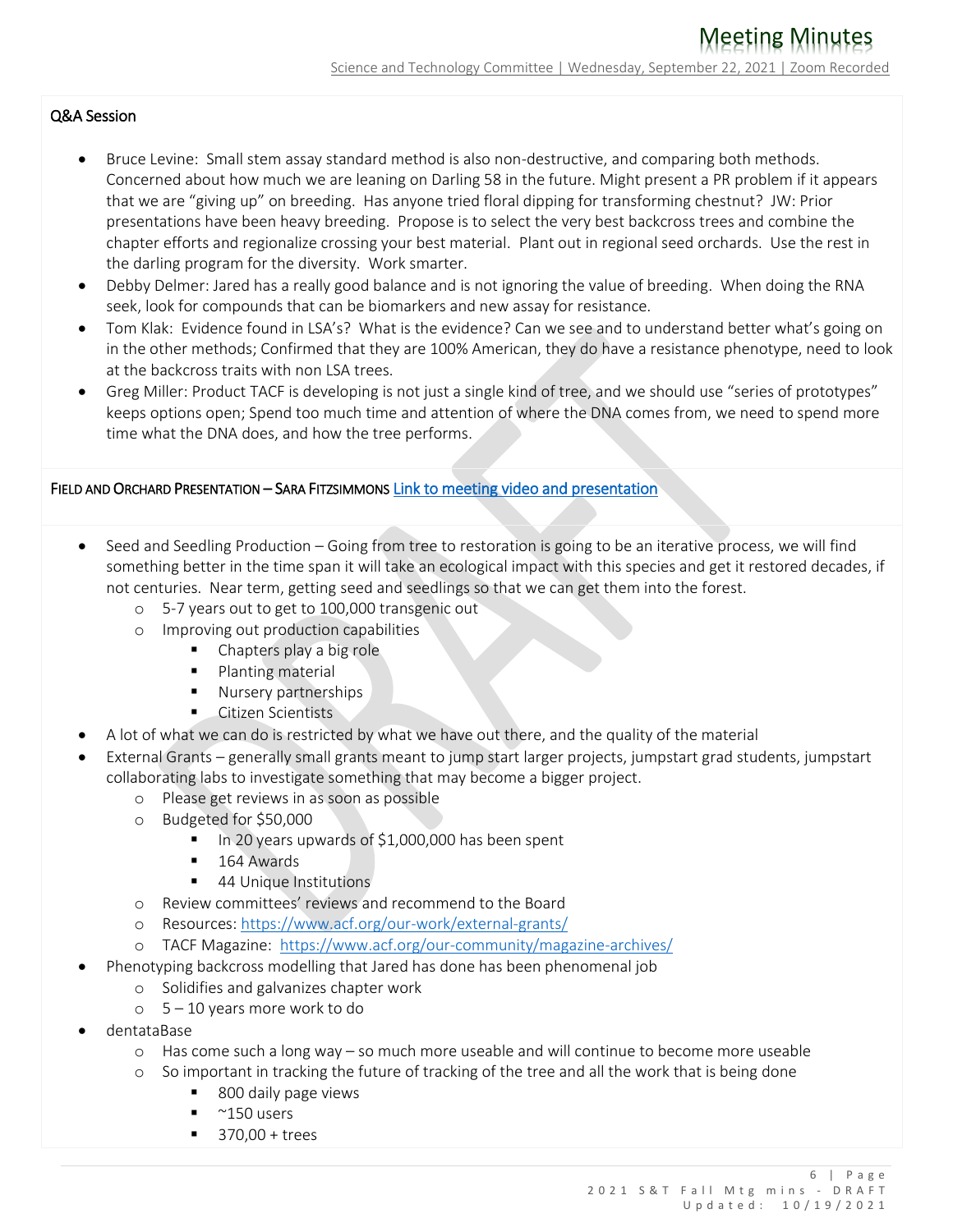Q&A Session

- Bruce Levine: Small stem assay standard method is also non-destructive, and comparing both methods. Concerned about how much we are leaning on Darling 58 in the future. Might present a PR problem if it appears that we are "giving up" on breeding. Has anyone tried floral dipping for transforming chestnut? JW: Prior presentations have been heavy breeding. Propose is to select the very best backcross trees and combine the chapter efforts and regionalize crossing your best material. Plant out in regional seed orchards. Use the rest in the darling program for the diversity. Work smarter.
- Debby Delmer: Jared has a really good balance and is not ignoring the value of breeding. When doing the RNA seek, look for compounds that can be biomarkers and new assay for resistance.
- Tom Klak: Evidence found in LSA's? What is the evidence? Can we see and to understand better what's going on in the other methods; Confirmed that they are 100% American, they do have a resistance phenotype, need to look at the backcross traits with non LSA trees.
- Greg Miller: Product TACF is developing is not just a single kind of tree, and we should use "series of prototypes" keeps options open; Spend too much time and attention of where the DNA comes from, we need to spend more time what the DNA does, and how the tree performs.

FIELD AND ORCHARD PRESENTATION – SARA FITZSIMMONS [Link to meeting video and presentation]

- Seed and Seedling Production – Going from tree to restoration is going to be an iterative process, we will find something better in the time span it will take an ecological impact with this species and get it restored decades, if not centuries. Near term, getting seed and seedlings so that we can get them into the forest.
  - 5-7 years out to get to 100,000 transgenic out
  - Improving out production capabilities
    - Chapters play a big role
    - Planting material
    - Nursery partnerships
    - Citizen Scientists
- A lot of what we can do is restricted by what we have out there, and the quality of the material
- External Grants – generally small grants meant to jump start larger projects, jumpstart grad students, jumpstart collaborating labs to investigate something that may become a bigger project.
  - Please get reviews in as soon as possible
  - Budgeted for $50,000
    - In 20 years upwards of $1,000,000 has been spent
    - 164 Awards
    - 44 Unique Institutions
  - Review committees' reviews and recommend to the Board
  - Resources: https://www.acf.org/our-work/external-grants/
  - TACF Magazine: https://www.acf.org/our-community/magazine-archives/
- Phenotyping backcross modelling that Jared has done has been phenomenal job
  - Solidifies and galvanizes chapter work
  - 5 – 10 years more work to do
- dentataBase
  - Has come such a long way – so much more useable and will continue to become more useable
  - So important in tracking the future of tracking of the tree and all the work that is being done
    - 800 daily page views
    - ~150 users
    - 370,00 + trees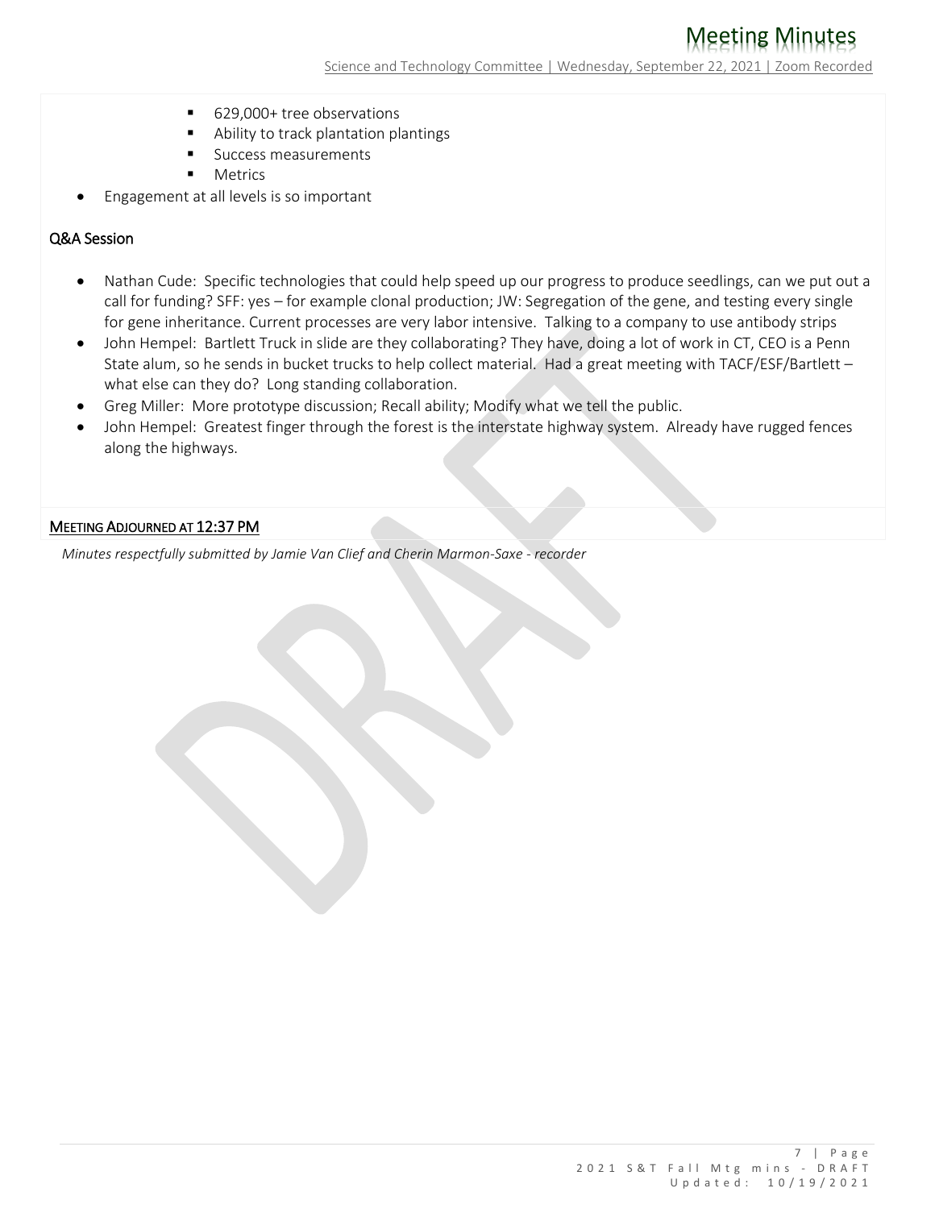- 629,000+ tree observations
  - Ability to track plantation plantings
  - Success measurements
  - Metrics
- Engagement at all levels is so important

## Q&A Session

- Nathan Cude: Specific technologies that could help speed up our progress to produce seedlings, can we put out a call for funding? SFF: yes – for example clonal production; JW: Segregation of the gene, and testing every single for gene inheritance. Current processes are very labor intensive. Talking to a company to use antibody strips
- John Hempel: Bartlett Truck in slide are they collaborating? They have, doing a lot of work in CT, CEO is a Penn State alum, so he sends in bucket trucks to help collect material. Had a great meeting with TACF/ESF/Bartlett – what else can they do? Long standing collaboration.
- Greg Miller: More prototype discussion; Recall ability; Modify what we tell the public.
- John Hempel: Greatest finger through the forest is the interstate highway system. Already have rugged fences along the highways.

## MEETING ADJOURNED AT 12:37 PM

*Minutes respectfully submitted by Jamie Van Clief and Cherin Marmon-Saxe - recorder*